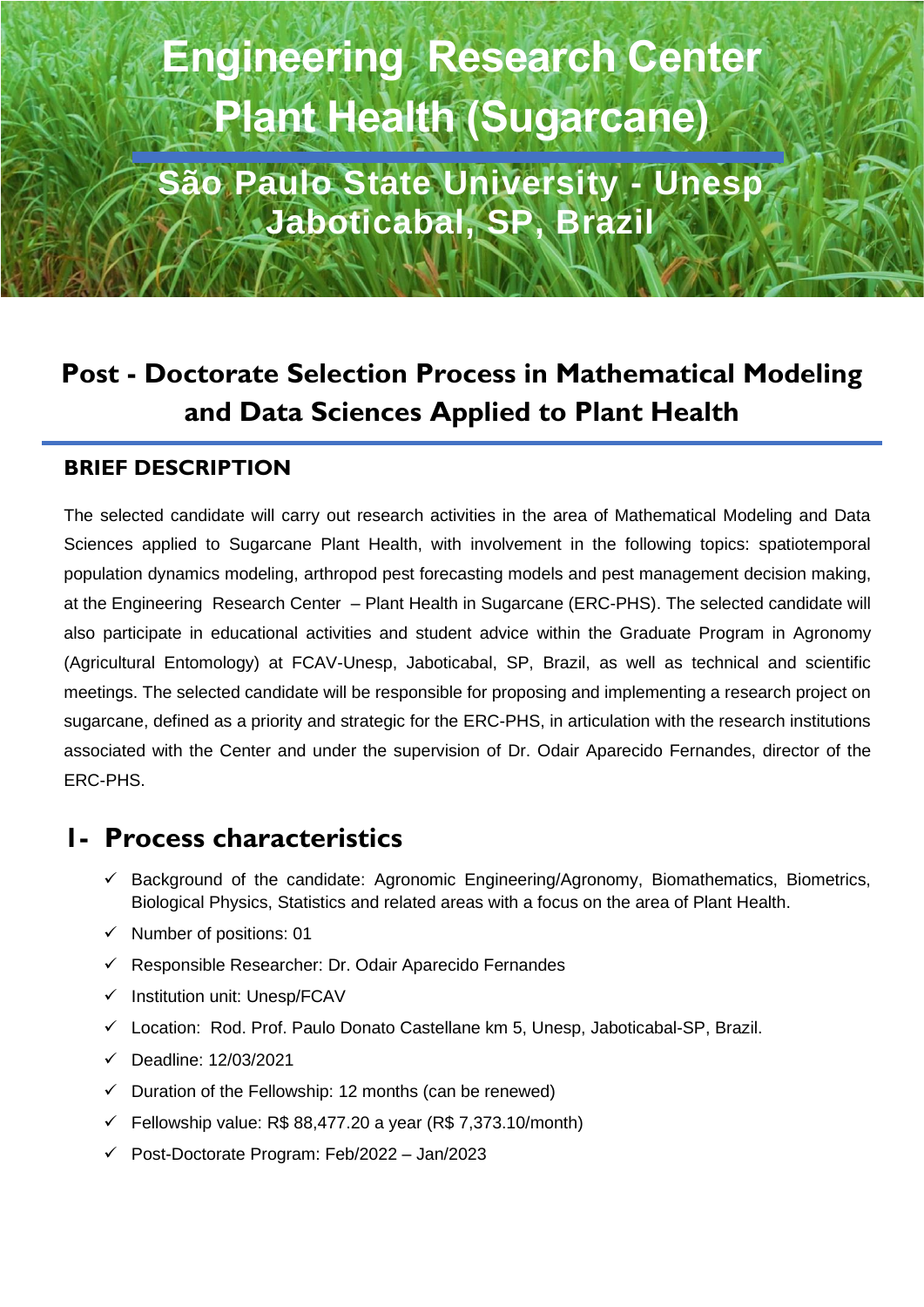# Engineering Research Center Plant Health (Sugarcane)

## São Paulo State University - Unesp Jaboticabal, SP, Brazil

# Post - Doctorate Selection Process in Mathematical Modeling and Data Sciences Applied to Plant Health

### BRIEF DESCRIPTION

The selected candidate will carry out research activities in the area of Mathematical Modeling and Data Sciences applied to Sugarcane Plant Health, with involvement in the following topics: spatiotemporal population dynamics modeling, arthropod pest forecasting models and pest management decision making, at the Engineering Research Center – Plant Health in Sugarcane (ERC-PHS). The selected candidate will also participate in educational activities and student advice within the Graduate Program in Agronomy (Agricultural Entomology) at FCAV-Unesp, Jaboticabal, SP, Brazil, as well as technical and scientific meetings. The selected candidate will be responsible for proposing and implementing a research project on sugarcane, defined as a priority and strategic for the ERC-PHS, in articulation with the research institutions associated with the Center and under the supervision of Dr. Odair Aparecido Fernandes, director of the ERC-PHS.

## I- Process characteristics

- ✓ Background of the candidate: Agronomic Engineering/Agronomy, Biomathematics, Biometrics, Biological Physics, Statistics and related areas with a focus on the area of Plant Health.
- ✓ Number of positions: 01
- ✓ Responsible Researcher: Dr. Odair Aparecido Fernandes
- ✓ Institution unit: Unesp/FCAV
- ✓ Location: Rod. Prof. Paulo Donato Castellane km 5, Unesp, Jaboticabal-SP, Brazil.
- ✓ Deadline: 12/03/2021
- ✓ Duration of the Fellowship: 12 months (can be renewed)
- ✓ Fellowship value: R$ 88,477.20 a year (R$ 7,373.10/month)
- ✓ Post-Doctorate Program: Feb/2022 – Jan/2023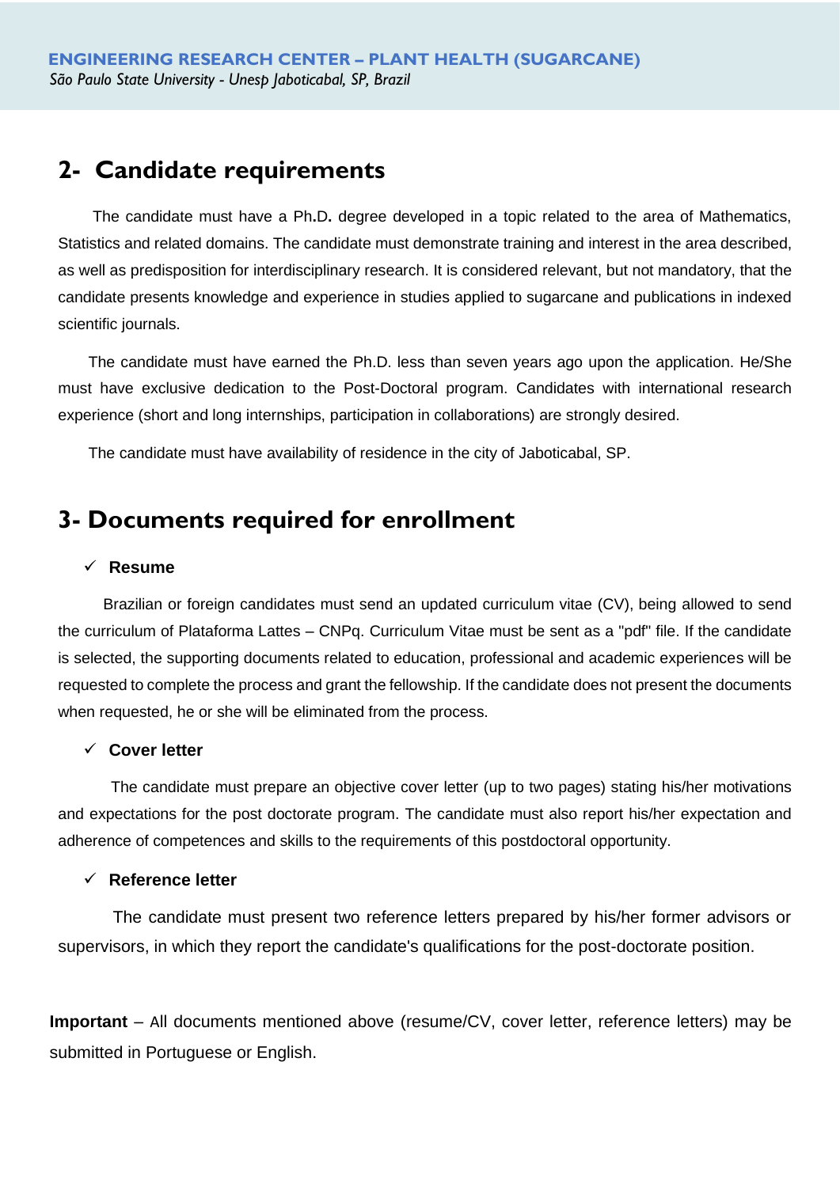## 2- Candidate requirements

The candidate must have a Ph.D. degree developed in a topic related to the area of Mathematics, Statistics and related domains. The candidate must demonstrate training and interest in the area described, as well as predisposition for interdisciplinary research. It is considered relevant, but not mandatory, that the candidate presents knowledge and experience in studies applied to sugarcane and publications in indexed scientific journals.

The candidate must have earned the Ph.D. less than seven years ago upon the application. He/She must have exclusive dedication to the Post-Doctoral program. Candidates with international research experience (short and long internships, participation in collaborations) are strongly desired.

The candidate must have availability of residence in the city of Jaboticabal, SP.

## 3- Documents required for enrollment

- ✓ **Resume**

Brazilian or foreign candidates must send an updated curriculum vitae (CV), being allowed to send the curriculum of Plataforma Lattes – CNPq. Curriculum Vitae must be sent as a "pdf" file. If the candidate is selected, the supporting documents related to education, professional and academic experiences will be requested to complete the process and grant the fellowship. If the candidate does not present the documents when requested, he or she will be eliminated from the process.

- ✓ **Cover letter**

The candidate must prepare an objective cover letter (up to two pages) stating his/her motivations and expectations for the post doctorate program. The candidate must also report his/her expectation and adherence of competences and skills to the requirements of this postdoctoral opportunity.

- ✓ **Reference letter**

The candidate must present two reference letters prepared by his/her former advisors or supervisors, in which they report the candidate's qualifications for the post-doctorate position.

**Important** – All documents mentioned above (resume/CV, cover letter, reference letters) may be submitted in Portuguese or English.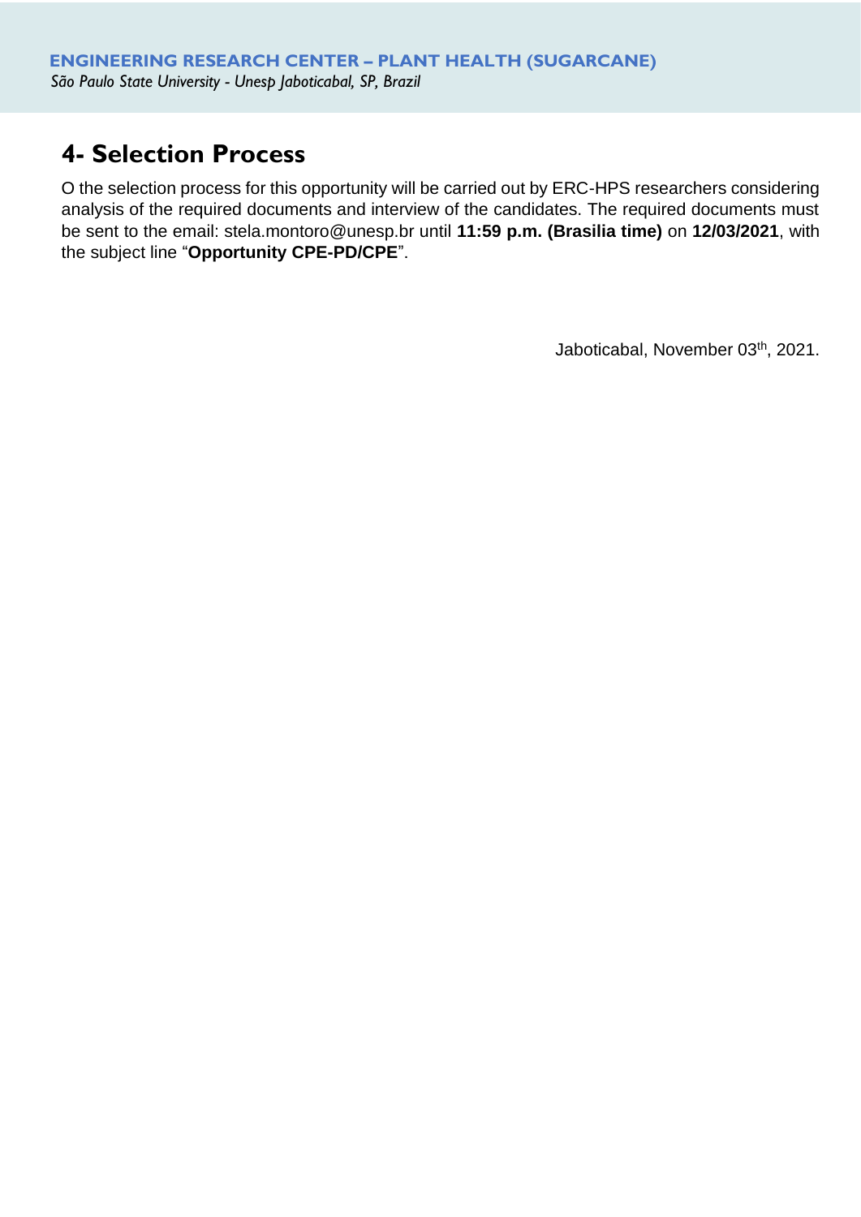## 4- Selection Process

O the selection process for this opportunity will be carried out by ERC-HPS researchers considering analysis of the required documents and interview of the candidates. The required documents must be sent to the email: stela.montoro@unesp.br until **11:59 p.m. (Brasilia time)** on **12/03/2021**, with the subject line "**Opportunity CPE-PD/CPE**".

Jaboticabal, November 03th, 2021.